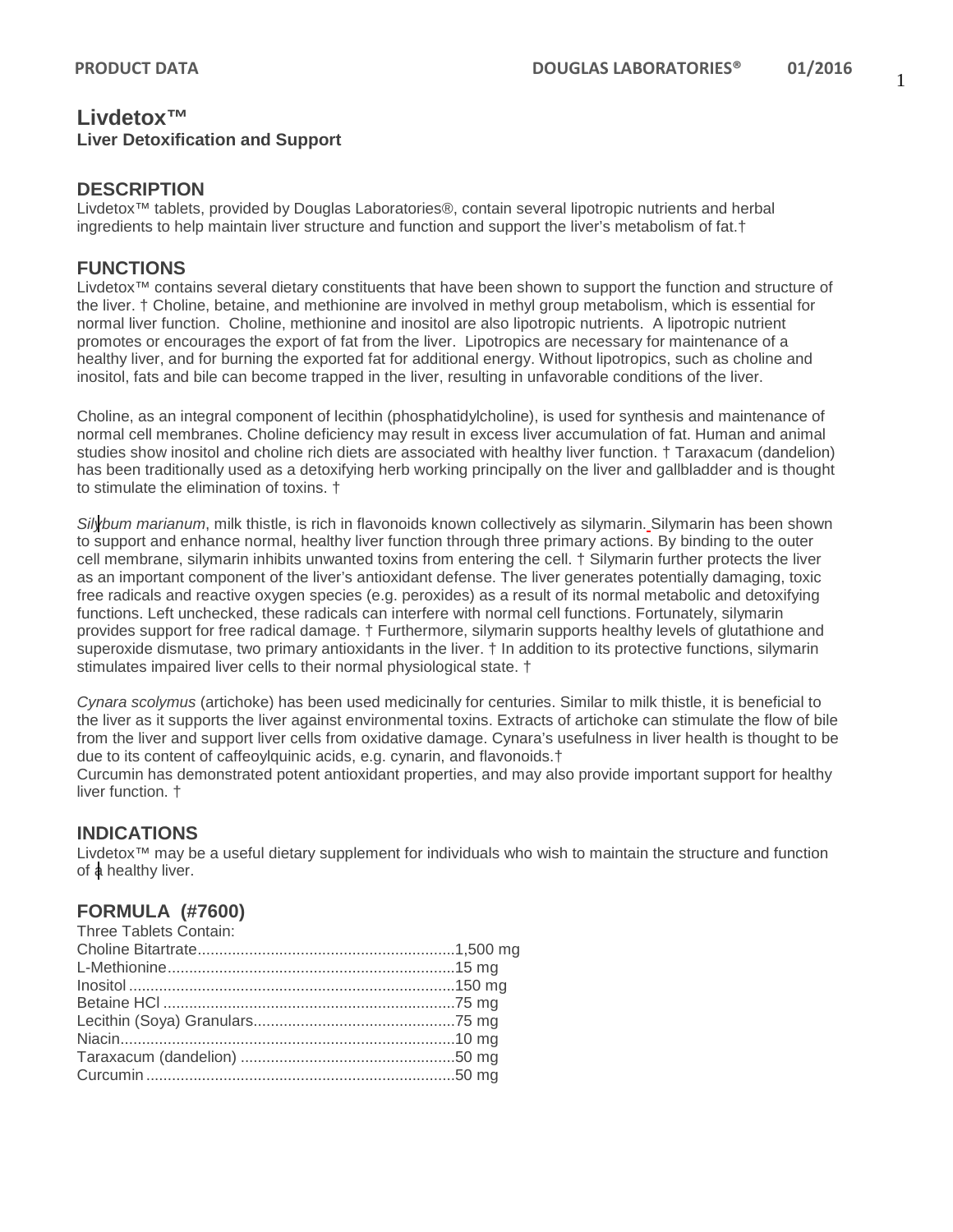# Livdetox™

**Liver Detoxification and Support**

## DESCRIPTION

Livdetox™ tablets, provided by Douglas Laboratories®, contain several lipotropic nutrients and herbal ingredients to help maintain liver structure and function and support the liver's metabolism of fat.†

## FUNCTIONS

Livdetox™ contains several dietary constituents that have been shown to support the function and structure of the liver. † Choline, betaine, and methionine are involved in methyl group metabolism, which is essential for normal liver function. Choline, methionine and inositol are also lipotropic nutrients. A lipotropic nutrient promotes or encourages the export of fat from the liver. Lipotropics are necessary for maintenance of a healthy liver, and for burning the exported fat for additional energy. Without lipotropics, such as choline and inositol, fats and bile can become trapped in the liver, resulting in unfavorable conditions of the liver.

Choline, as an integral component of lecithin (phosphatidylcholine), is used for synthesis and maintenance of normal cell membranes. Choline deficiency may result in excess liver accumulation of fat. Human and animal studies show inositol and choline rich diets are associated with healthy liver function. † Taraxacum (dandelion) has been traditionally used as a detoxifying herb working principally on the liver and gallbladder and is thought to stimulate the elimination of toxins. †

*Silybum marianum*, milk thistle, is rich in flavonoids known collectively as silymarin. Silymarin has been shown to support and enhance normal, healthy liver function through three primary actions. By binding to the outer cell membrane, silymarin inhibits unwanted toxins from entering the cell. † Silymarin further protects the liver as an important component of the liver's antioxidant defense. The liver generates potentially damaging, toxic free radicals and reactive oxygen species (e.g. peroxides) as a result of its normal metabolic and detoxifying functions. Left unchecked, these radicals can interfere with normal cell functions. Fortunately, silymarin provides support for free radical damage. † Furthermore, silymarin supports healthy levels of glutathione and superoxide dismutase, two primary antioxidants in the liver. † In addition to its protective functions, silymarin stimulates impaired liver cells to their normal physiological state. †

*Cynara scolymus* (artichoke) has been used medicinally for centuries. Similar to milk thistle, it is beneficial to the liver as it supports the liver against environmental toxins. Extracts of artichoke can stimulate the flow of bile from the liver and support liver cells from oxidative damage. Cynara's usefulness in liver health is thought to be due to its content of caffeoylquinic acids, e.g. cynarin, and flavonoids.†

Curcumin has demonstrated potent antioxidant properties, and may also provide important support for healthy liver function. †

## INDICATIONS

Livdetox™ may be a useful dietary supplement for individuals who wish to maintain the structure and function of a healthy liver.

## FORMULA (#7600)

Three Tablets Contain:

| | |
|---|---|
| Choline Bitartrate | 1,500 mg |
| L-Methionine | 15 mg |
| Inositol | 150 mg |
| Betaine HCl | 75 mg |
| Lecithin (Soya) Granulars | 75 mg |
| Niacin | 10 mg |
| Taraxacum (dandelion) | 50 mg |
| Curcumin | 50 mg |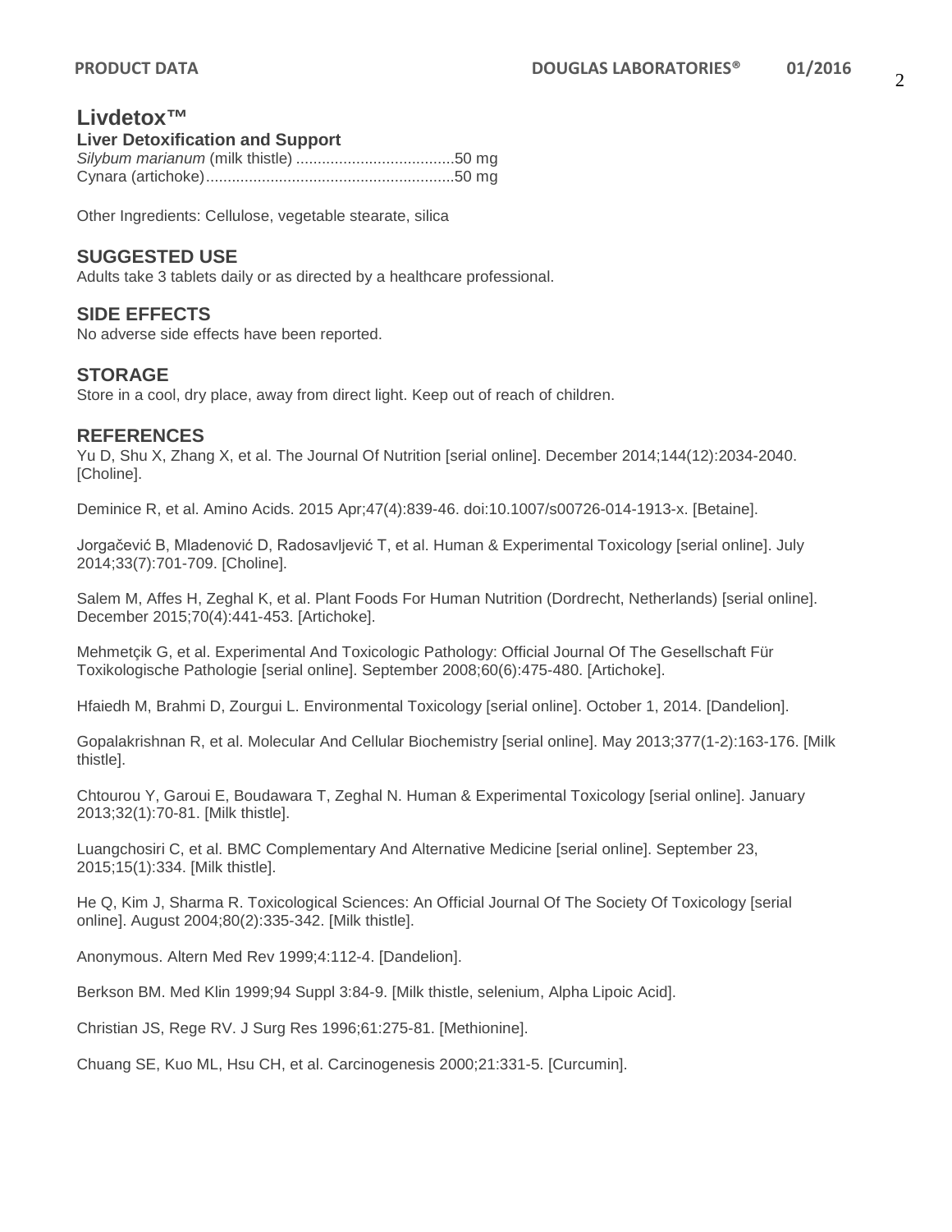## Livdetox™

### Liver Detoxification and Support

*Silybum marianum* (milk thistle) .....................................50 mg
Cynara (artichoke)..........................................................50 mg

Other Ingredients: Cellulose, vegetable stearate, silica

### SUGGESTED USE

Adults take 3 tablets daily or as directed by a healthcare professional.

### SIDE EFFECTS

No adverse side effects have been reported.

### STORAGE

Store in a cool, dry place, away from direct light. Keep out of reach of children.

### REFERENCES

Yu D, Shu X, Zhang X, et al. The Journal Of Nutrition [serial online]. December 2014;144(12):2034-2040. [Choline].

Deminice R, et al. Amino Acids. 2015 Apr;47(4):839-46. doi:10.1007/s00726-014-1913-x. [Betaine].

Jorgačević B, Mladenović D, Radosavljević T, et al. Human & Experimental Toxicology [serial online]. July 2014;33(7):701-709. [Choline].

Salem M, Affes H, Zeghal K, et al. Plant Foods For Human Nutrition (Dordrecht, Netherlands) [serial online]. December 2015;70(4):441-453. [Artichoke].

Mehmetçik G, et al. Experimental And Toxicologic Pathology: Official Journal Of The Gesellschaft Für Toxikologische Pathologie [serial online]. September 2008;60(6):475-480. [Artichoke].

Hfaiedh M, Brahmi D, Zourgui L. Environmental Toxicology [serial online]. October 1, 2014. [Dandelion].

Gopalakrishnan R, et al. Molecular And Cellular Biochemistry [serial online]. May 2013;377(1-2):163-176. [Milk thistle].

Chtourou Y, Garoui E, Boudawara T, Zeghal N. Human & Experimental Toxicology [serial online]. January 2013;32(1):70-81. [Milk thistle].

Luangchosiri C, et al. BMC Complementary And Alternative Medicine [serial online]. September 23, 2015;15(1):334. [Milk thistle].

He Q, Kim J, Sharma R. Toxicological Sciences: An Official Journal Of The Society Of Toxicology [serial online]. August 2004;80(2):335-342. [Milk thistle].

Anonymous. Altern Med Rev 1999;4:112-4. [Dandelion].

Berkson BM. Med Klin 1999;94 Suppl 3:84-9. [Milk thistle, selenium, Alpha Lipoic Acid].

Christian JS, Rege RV. J Surg Res 1996;61:275-81. [Methionine].

Chuang SE, Kuo ML, Hsu CH, et al. Carcinogenesis 2000;21:331-5. [Curcumin].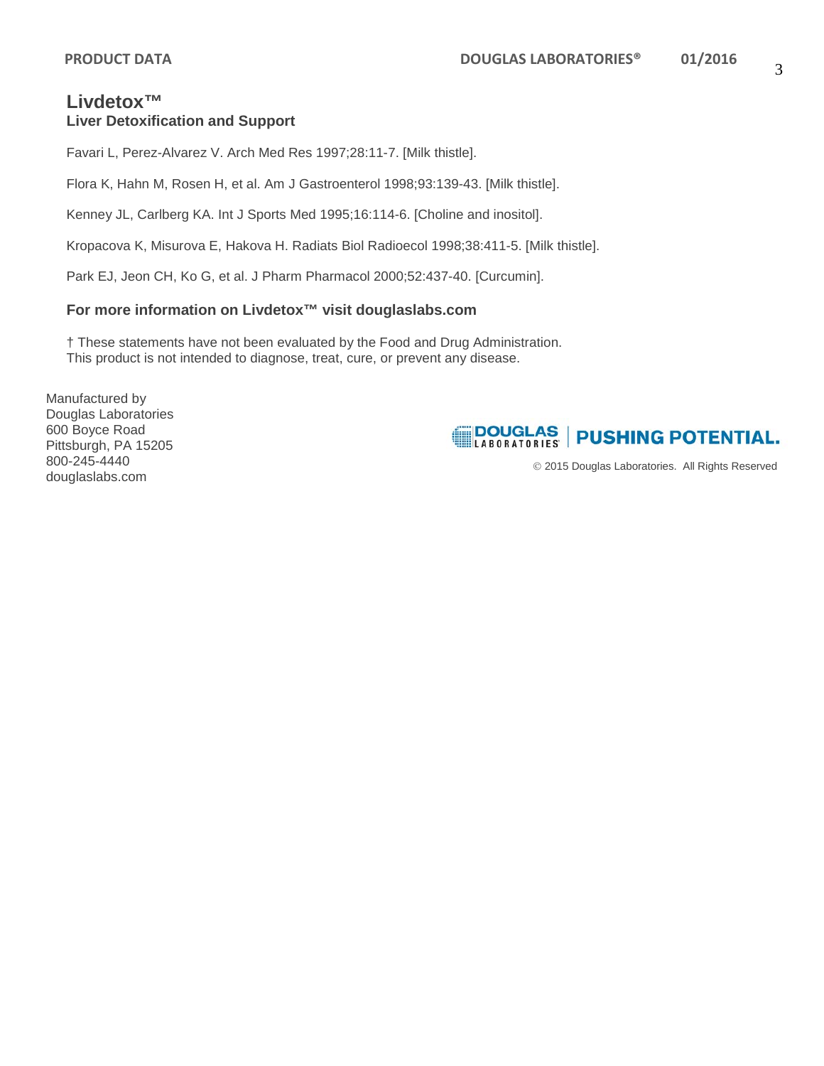# Livdetox™

## Liver Detoxification and Support

Favari L, Perez-Alvarez V. Arch Med Res 1997;28:11-7. [Milk thistle].

Flora K, Hahn M, Rosen H, et al. Am J Gastroenterol 1998;93:139-43. [Milk thistle].

Kenney JL, Carlberg KA. Int J Sports Med 1995;16:114-6. [Choline and inositol].

Kropacova K, Misurova E, Hakova H. Radiats Biol Radioecol 1998;38:411-5. [Milk thistle].

Park EJ, Jeon CH, Ko G, et al. J Pharm Pharmacol 2000;52:437-40. [Curcumin].

**For more information on Livdetox™ visit douglaslabs.com**

† These statements have not been evaluated by the Food and Drug Administration.
This product is not intended to diagnose, treat, cure, or prevent any disease.

Manufactured by
Douglas Laboratories
600 Boyce Road
Pittsburgh, PA 15205
800-245-4440
douglaslabs.com

DOUGLAS LABORATORIES | PUSHING POTENTIAL.

© 2015 Douglas Laboratories. All Rights Reserved